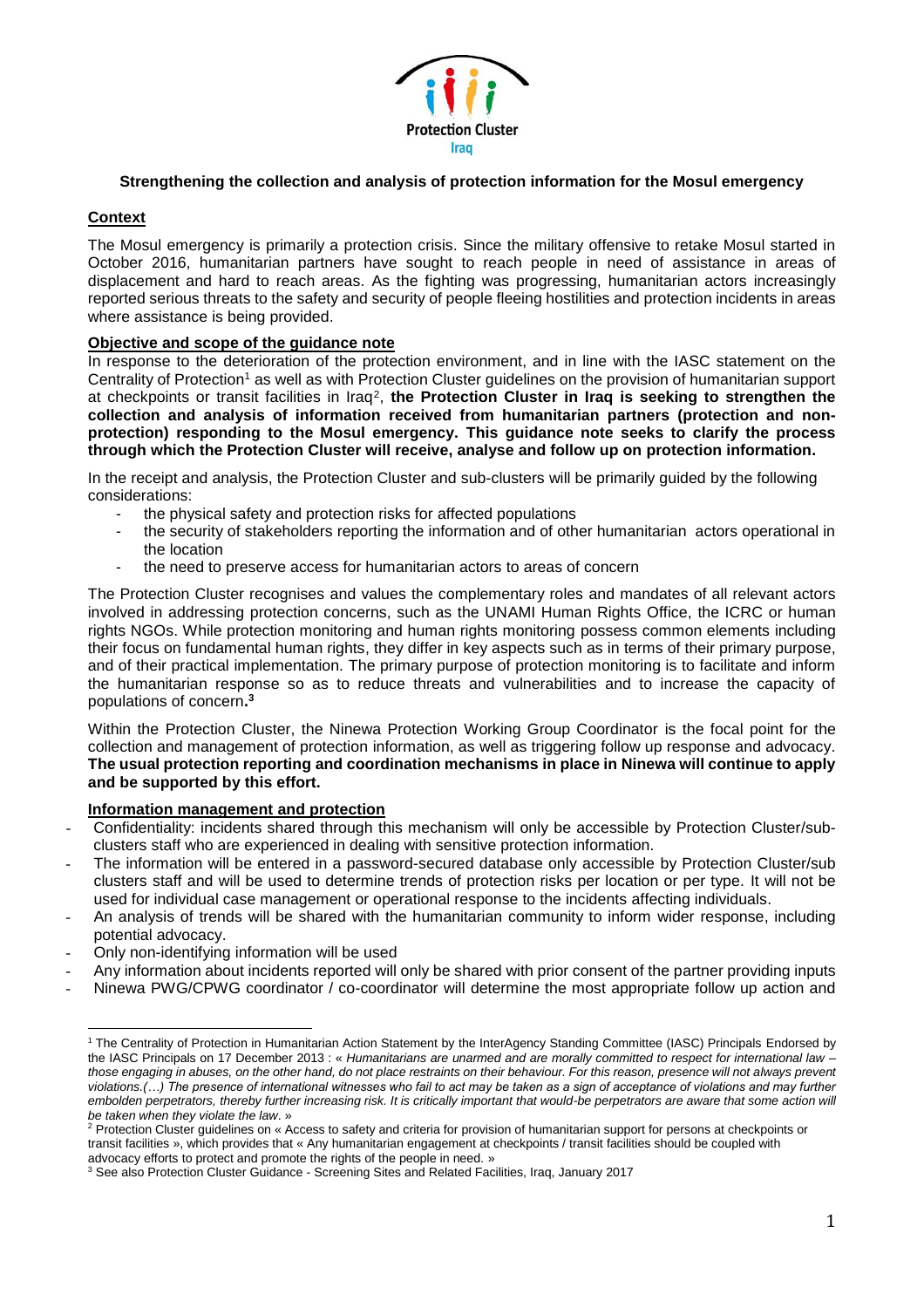**Protection Cluster**
**Iraq**

**Strengthening the collection and analysis of protection information for the Mosul emergency**

## Context

The Mosul emergency is primarily a protection crisis. Since the military offensive to retake Mosul started in October 2016, humanitarian partners have sought to reach people in need of assistance in areas of displacement and hard to reach areas. As the fighting was progressing, humanitarian actors increasingly reported serious threats to the safety and security of people fleeing hostilities and protection incidents in areas where assistance is being provided.

## Objective and scope of the guidance note

In response to the deterioration of the protection environment, and in line with the IASC statement on the Centrality of Protection[1] as well as with Protection Cluster guidelines on the provision of humanitarian support at checkpoints or transit facilities in Iraq[2], **the Protection Cluster in Iraq is seeking to strengthen the collection and analysis of information received from humanitarian partners (protection and non-protection) responding to the Mosul emergency. This guidance note seeks to clarify the process through which the Protection Cluster will receive, analyse and follow up on protection information.**

In the receipt and analysis, the Protection Cluster and sub-clusters will be primarily guided by the following considerations:

- the physical safety and protection risks for affected populations
- the security of stakeholders reporting the information and of other humanitarian actors operational in the location
- the need to preserve access for humanitarian actors to areas of concern

The Protection Cluster recognises and values the complementary roles and mandates of all relevant actors involved in addressing protection concerns, such as the UNAMI Human Rights Office, the ICRC or human rights NGOs. While protection monitoring and human rights monitoring possess common elements including their focus on fundamental human rights, they differ in key aspects such as in terms of their primary purpose, and of their practical implementation. The primary purpose of protection monitoring is to facilitate and inform the humanitarian response so as to reduce threats and vulnerabilities and to increase the capacity of populations of concern**.**[3]

Within the Protection Cluster, the Ninewa Protection Working Group Coordinator is the focal point for the collection and management of protection information, as well as triggering follow up response and advocacy. **The usual protection reporting and coordination mechanisms in place in Ninewa will continue to apply and be supported by this effort.**

## Information management and protection

- Confidentiality: incidents shared through this mechanism will only be accessible by Protection Cluster/sub-clusters staff who are experienced in dealing with sensitive protection information.
- The information will be entered in a password-secured database only accessible by Protection Cluster/sub clusters staff and will be used to determine trends of protection risks per location or per type. It will not be used for individual case management or operational response to the incidents affecting individuals.
- An analysis of trends will be shared with the humanitarian community to inform wider response, including potential advocacy.
- Only non-identifying information will be used
- Any information about incidents reported will only be shared with prior consent of the partner providing inputs
- Ninewa PWG/CPWG coordinator / co-coordinator will determine the most appropriate follow up action and

---

[1] The Centrality of Protection in Humanitarian Action Statement by the InterAgency Standing Committee (IASC) Principals Endorsed by the IASC Principals on 17 December 2013 : « *Humanitarians are unarmed and are morally committed to respect for international law – those engaging in abuses, on the other hand, do not place restraints on their behaviour. For this reason, presence will not always prevent violations.(…) The presence of international witnesses who fail to act may be taken as a sign of acceptance of violations and may further embolden perpetrators, thereby further increasing risk. It is critically important that would-be perpetrators are aware that some action will be taken when they violate the law*. »

[2] Protection Cluster guidelines on « Access to safety and criteria for provision of humanitarian support for persons at checkpoints or transit facilities », which provides that « Any humanitarian engagement at checkpoints / transit facilities should be coupled with advocacy efforts to protect and promote the rights of the people in need. »

[3] See also Protection Cluster Guidance - Screening Sites and Related Facilities, Iraq, January 2017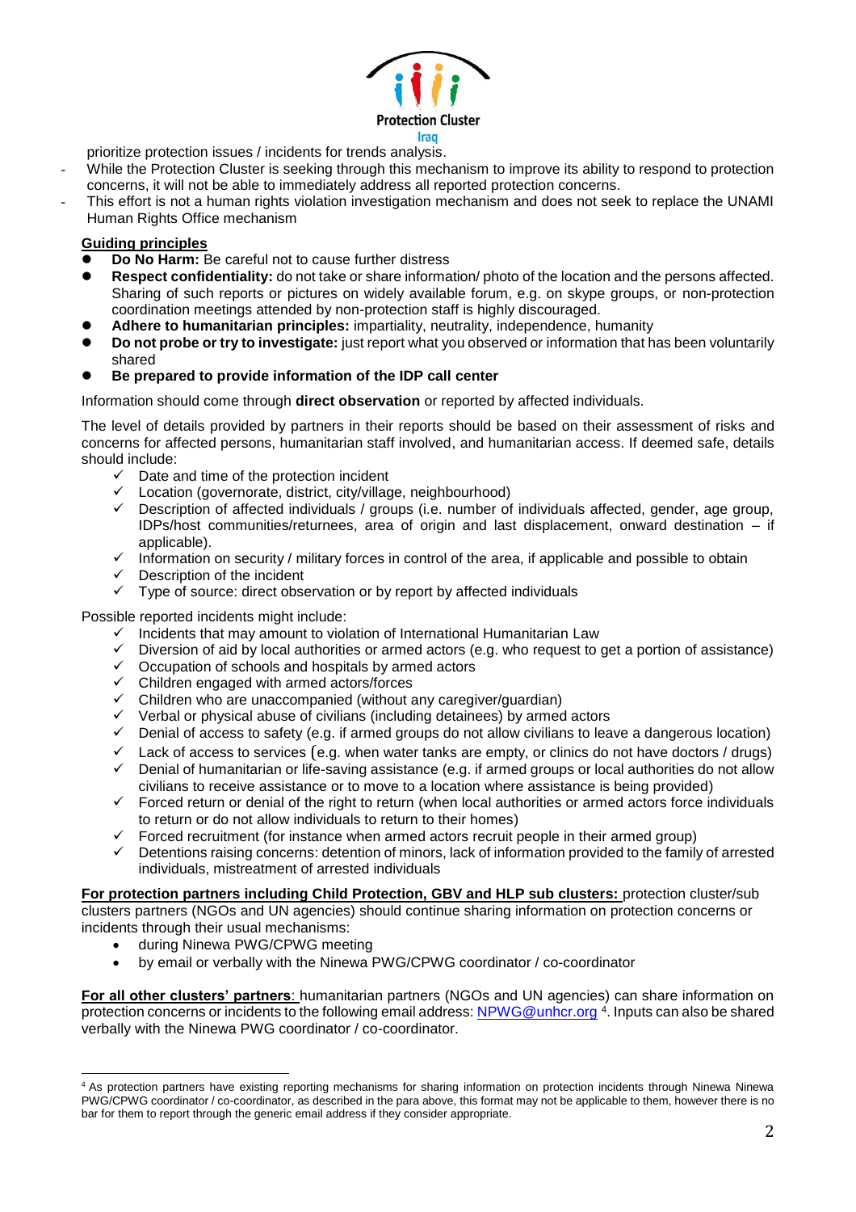prioritize protection issues / incidents for trends analysis.

- While the Protection Cluster is seeking through this mechanism to improve its ability to respond to protection concerns, it will not be able to immediately address all reported protection concerns.
- This effort is not a human rights violation investigation mechanism and does not seek to replace the UNAMI Human Rights Office mechanism

**Guiding principles**

- **Do No Harm:** Be careful not to cause further distress
- **Respect confidentiality:** do not take or share information/ photo of the location and the persons affected. Sharing of such reports or pictures on widely available forum, e.g. on skype groups, or non-protection coordination meetings attended by non-protection staff is highly discouraged.
- **Adhere to humanitarian principles:** impartiality, neutrality, independence, humanity
- **Do not probe or try to investigate:** just report what you observed or information that has been voluntarily shared
- **Be prepared to provide information of the IDP call center**

Information should come through **direct observation** or reported by affected individuals.

The level of details provided by partners in their reports should be based on their assessment of risks and concerns for affected persons, humanitarian staff involved, and humanitarian access. If deemed safe, details should include:

- ✓ Date and time of the protection incident
- ✓ Location (governorate, district, city/village, neighbourhood)
- ✓ Description of affected individuals / groups (i.e. number of individuals affected, gender, age group, IDPs/host communities/returnees, area of origin and last displacement, onward destination – if applicable).
- ✓ Information on security / military forces in control of the area, if applicable and possible to obtain
- ✓ Description of the incident
- ✓ Type of source: direct observation or by report by affected individuals

Possible reported incidents might include:

- ✓ Incidents that may amount to violation of International Humanitarian Law
- ✓ Diversion of aid by local authorities or armed actors (e.g. who request to get a portion of assistance)
- ✓ Occupation of schools and hospitals by armed actors
- ✓ Children engaged with armed actors/forces
- ✓ Children who are unaccompanied (without any caregiver/guardian)
- ✓ Verbal or physical abuse of civilians (including detainees) by armed actors
- ✓ Denial of access to safety (e.g. if armed groups do not allow civilians to leave a dangerous location)
- ✓ Lack of access to services (e.g. when water tanks are empty, or clinics do not have doctors / drugs)
- ✓ Denial of humanitarian or life-saving assistance (e.g. if armed groups or local authorities do not allow civilians to receive assistance or to move to a location where assistance is being provided)
- ✓ Forced return or denial of the right to return (when local authorities or armed actors force individuals to return or do not allow individuals to return to their homes)
- ✓ Forced recruitment (for instance when armed actors recruit people in their armed group)
- ✓ Detentions raising concerns: detention of minors, lack of information provided to the family of arrested individuals, mistreatment of arrested individuals

**For protection partners including Child Protection, GBV and HLP sub clusters:** protection cluster/sub clusters partners (NGOs and UN agencies) should continue sharing information on protection concerns or incidents through their usual mechanisms:

- during Ninewa PWG/CPWG meeting
- by email or verbally with the Ninewa PWG/CPWG coordinator / co-coordinator

**For all other clusters' partners**: humanitarian partners (NGOs and UN agencies) can share information on protection concerns or incidents to the following email address: NPWG@unhcr.org [4]. Inputs can also be shared verbally with the Ninewa PWG coordinator / co-coordinator.

[4] As protection partners have existing reporting mechanisms for sharing information on protection incidents through Ninewa Ninewa PWG/CPWG coordinator / co-coordinator, as described in the para above, this format may not be applicable to them, however there is no bar for them to report through the generic email address if they consider appropriate.